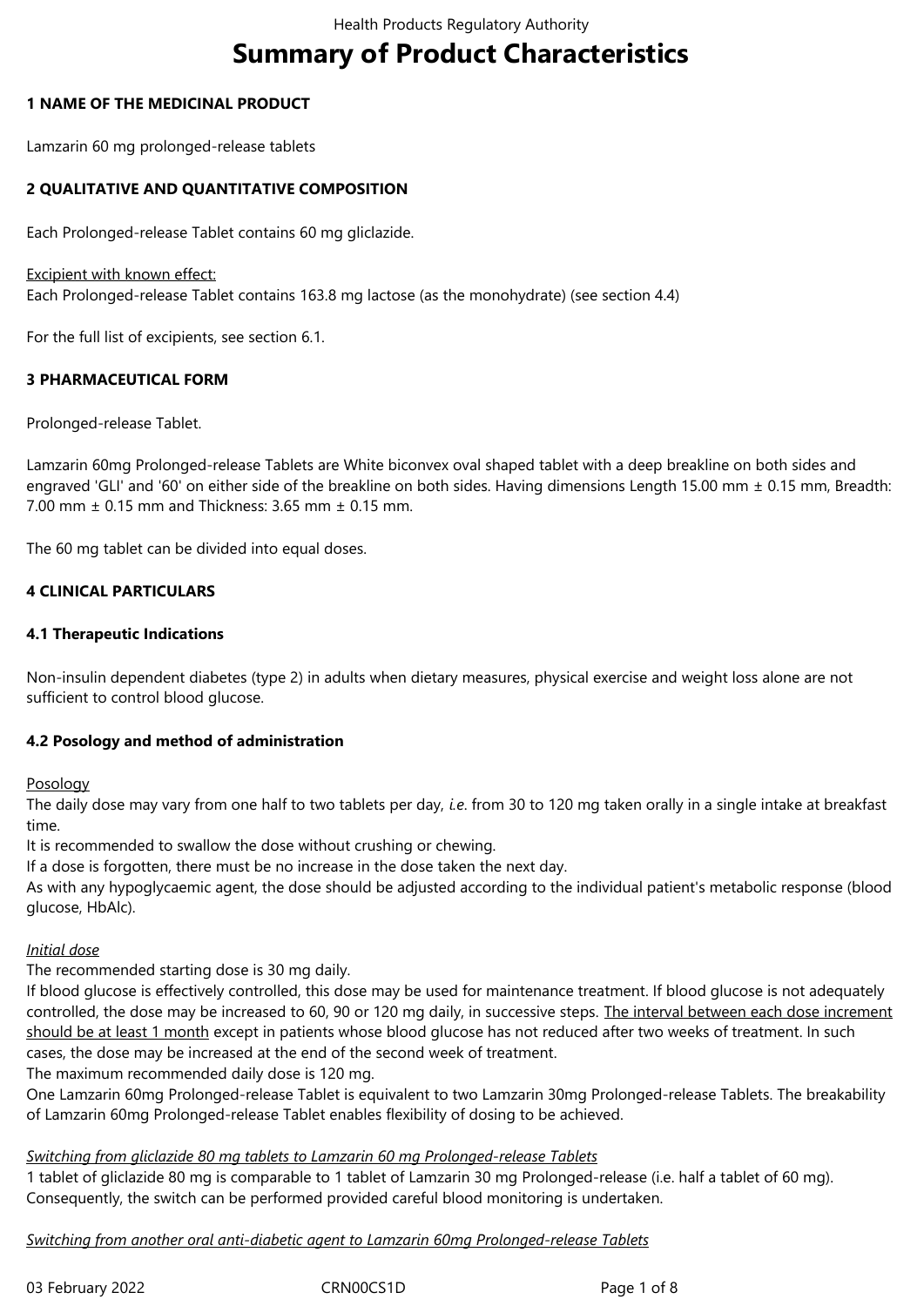# Summary of Product Characteristics

## 1 NAME OF THE MEDICINAL PRODUCT

Lamzarin 60 mg prolonged-release tablets

## 2 QUALITATIVE AND QUANTITATIVE COMPOSITION

Each Prolonged-release Tablet contains 60 mg gliclazide.

Excipient with known effect:
Each Prolonged-release Tablet contains 163.8 mg lactose (as the monohydrate) (see section 4.4)

For the full list of excipients, see section 6.1.

## 3 PHARMACEUTICAL FORM

Prolonged-release Tablet.

Lamzarin 60mg Prolonged-release Tablets are White biconvex oval shaped tablet with a deep breakline on both sides and engraved 'GLI' and '60' on either side of the breakline on both sides. Having dimensions Length 15.00 mm ± 0.15 mm, Breadth: 7.00 mm ± 0.15 mm and Thickness: 3.65 mm ± 0.15 mm.

The 60 mg tablet can be divided into equal doses.

## 4 CLINICAL PARTICULARS

### 4.1 Therapeutic Indications

Non-insulin dependent diabetes (type 2) in adults when dietary measures, physical exercise and weight loss alone are not sufficient to control blood glucose.

### 4.2 Posology and method of administration

Posology
The daily dose may vary from one half to two tablets per day, *i.e.* from 30 to 120 mg taken orally in a single intake at breakfast time.
It is recommended to swallow the dose without crushing or chewing.
If a dose is forgotten, there must be no increase in the dose taken the next day.
As with any hypoglycaemic agent, the dose should be adjusted according to the individual patient's metabolic response (blood glucose, HbAlc).

*Initial dose*
The recommended starting dose is 30 mg daily.
If blood glucose is effectively controlled, this dose may be used for maintenance treatment. If blood glucose is not adequately controlled, the dose may be increased to 60, 90 or 120 mg daily, in successive steps. The interval between each dose increment should be at least 1 month except in patients whose blood glucose has not reduced after two weeks of treatment. In such cases, the dose may be increased at the end of the second week of treatment.
The maximum recommended daily dose is 120 mg.
One Lamzarin 60mg Prolonged-release Tablet is equivalent to two Lamzarin 30mg Prolonged-release Tablets. The breakability of Lamzarin 60mg Prolonged-release Tablet enables flexibility of dosing to be achieved.

*Switching from gliclazide 80 mg tablets to Lamzarin 60 mg Prolonged-release Tablets*
1 tablet of gliclazide 80 mg is comparable to 1 tablet of Lamzarin 30 mg Prolonged-release (i.e. half a tablet of 60 mg). Consequently, the switch can be performed provided careful blood monitoring is undertaken.

*Switching from another oral anti-diabetic agent to Lamzarin 60mg Prolonged-release Tablets*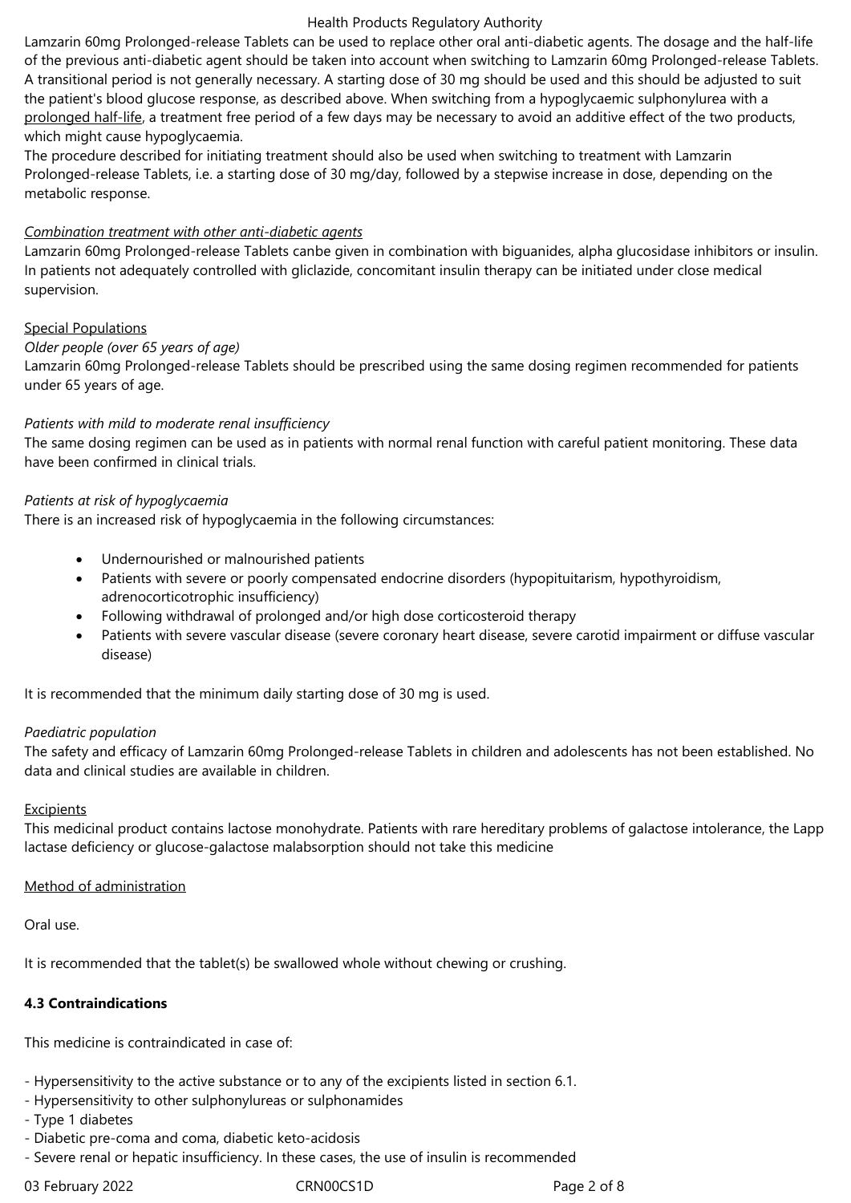Lamzarin 60mg Prolonged-release Tablets can be used to replace other oral anti-diabetic agents. The dosage and the half-life of the previous anti-diabetic agent should be taken into account when switching to Lamzarin 60mg Prolonged-release Tablets. A transitional period is not generally necessary. A starting dose of 30 mg should be used and this should be adjusted to suit the patient's blood glucose response, as described above. When switching from a hypoglycaemic sulphonylurea with a prolonged half-life, a treatment free period of a few days may be necessary to avoid an additive effect of the two products, which might cause hypoglycaemia.
The procedure described for initiating treatment should also be used when switching to treatment with Lamzarin Prolonged-release Tablets, i.e. a starting dose of 30 mg/day, followed by a stepwise increase in dose, depending on the metabolic response.

*Combination treatment with other anti-diabetic agents*
Lamzarin 60mg Prolonged-release Tablets canbe given in combination with biguanides, alpha glucosidase inhibitors or insulin. In patients not adequately controlled with gliclazide, concomitant insulin therapy can be initiated under close medical supervision.

Special Populations
*Older people (over 65 years of age)*
Lamzarin 60mg Prolonged-release Tablets should be prescribed using the same dosing regimen recommended for patients under 65 years of age.

*Patients with mild to moderate renal insufficiency*
The same dosing regimen can be used as in patients with normal renal function with careful patient monitoring. These data have been confirmed in clinical trials.

*Patients at risk of hypoglycaemia*
There is an increased risk of hypoglycaemia in the following circumstances:

- Undernourished or malnourished patients
- Patients with severe or poorly compensated endocrine disorders (hypopituitarism, hypothyroidism, adrenocorticotrophic insufficiency)
- Following withdrawal of prolonged and/or high dose corticosteroid therapy
- Patients with severe vascular disease (severe coronary heart disease, severe carotid impairment or diffuse vascular disease)

It is recommended that the minimum daily starting dose of 30 mg is used.

*Paediatric population*
The safety and efficacy of Lamzarin 60mg Prolonged-release Tablets in children and adolescents has not been established. No data and clinical studies are available in children.

Excipients
This medicinal product contains lactose monohydrate. Patients with rare hereditary problems of galactose intolerance, the Lapp lactase deficiency or glucose-galactose malabsorption should not take this medicine

Method of administration

Oral use.

It is recommended that the tablet(s) be swallowed whole without chewing or crushing.

**4.3 Contraindications**

This medicine is contraindicated in case of:

- Hypersensitivity to the active substance or to any of the excipients listed in section 6.1.
- Hypersensitivity to other sulphonylureas or sulphonamides
- Type 1 diabetes
- Diabetic pre-coma and coma, diabetic keto-acidosis
- Severe renal or hepatic insufficiency. In these cases, the use of insulin is recommended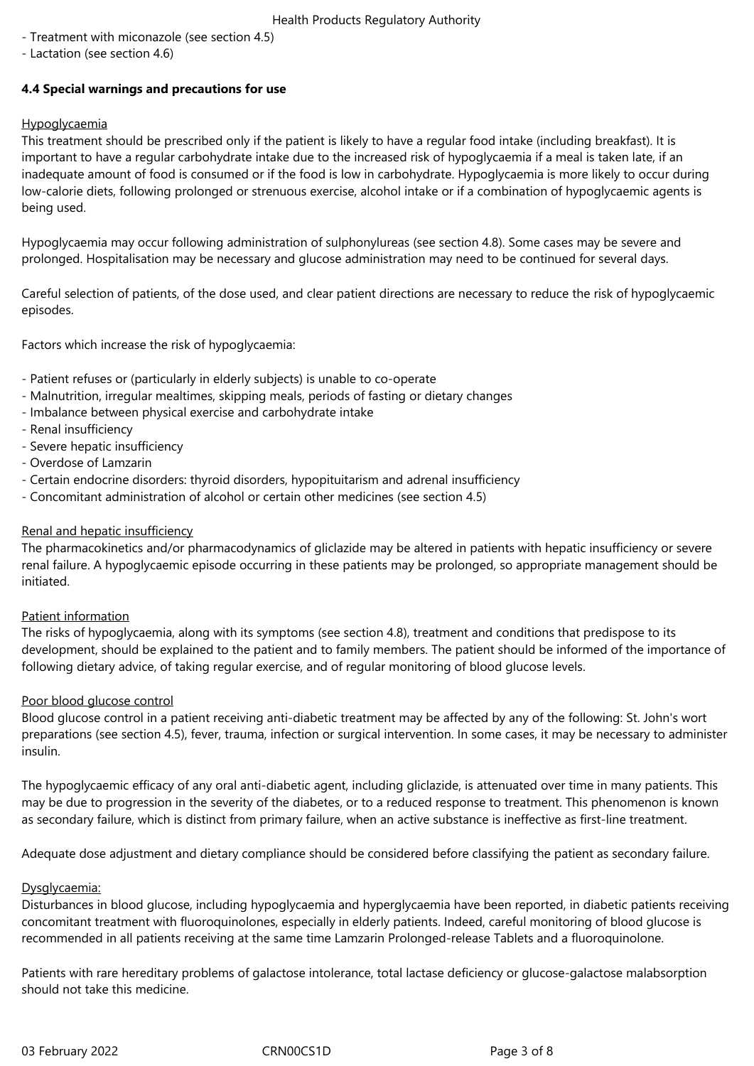- Treatment with miconazole (see section 4.5)
- Lactation (see section 4.6)

**4.4 Special warnings and precautions for use**

Hypoglycaemia

This treatment should be prescribed only if the patient is likely to have a regular food intake (including breakfast). It is important to have a regular carbohydrate intake due to the increased risk of hypoglycaemia if a meal is taken late, if an inadequate amount of food is consumed or if the food is low in carbohydrate. Hypoglycaemia is more likely to occur during low-calorie diets, following prolonged or strenuous exercise, alcohol intake or if a combination of hypoglycaemic agents is being used.

Hypoglycaemia may occur following administration of sulphonylureas (see section 4.8). Some cases may be severe and prolonged. Hospitalisation may be necessary and glucose administration may need to be continued for several days.

Careful selection of patients, of the dose used, and clear patient directions are necessary to reduce the risk of hypoglycaemic episodes.

Factors which increase the risk of hypoglycaemia:

- Patient refuses or (particularly in elderly subjects) is unable to co-operate
- Malnutrition, irregular mealtimes, skipping meals, periods of fasting or dietary changes
- Imbalance between physical exercise and carbohydrate intake
- Renal insufficiency
- Severe hepatic insufficiency
- Overdose of Lamzarin
- Certain endocrine disorders: thyroid disorders, hypopituitarism and adrenal insufficiency
- Concomitant administration of alcohol or certain other medicines (see section 4.5)

Renal and hepatic insufficiency

The pharmacokinetics and/or pharmacodynamics of gliclazide may be altered in patients with hepatic insufficiency or severe renal failure. A hypoglycaemic episode occurring in these patients may be prolonged, so appropriate management should be initiated.

Patient information

The risks of hypoglycaemia, along with its symptoms (see section 4.8), treatment and conditions that predispose to its development, should be explained to the patient and to family members. The patient should be informed of the importance of following dietary advice, of taking regular exercise, and of regular monitoring of blood glucose levels.

Poor blood glucose control

Blood glucose control in a patient receiving anti-diabetic treatment may be affected by any of the following: St. John's wort preparations (see section 4.5), fever, trauma, infection or surgical intervention. In some cases, it may be necessary to administer insulin.

The hypoglycaemic efficacy of any oral anti-diabetic agent, including gliclazide, is attenuated over time in many patients. This may be due to progression in the severity of the diabetes, or to a reduced response to treatment. This phenomenon is known as secondary failure, which is distinct from primary failure, when an active substance is ineffective as first-line treatment.

Adequate dose adjustment and dietary compliance should be considered before classifying the patient as secondary failure.

Dysglycaemia:

Disturbances in blood glucose, including hypoglycaemia and hyperglycaemia have been reported, in diabetic patients receiving concomitant treatment with fluoroquinolones, especially in elderly patients. Indeed, careful monitoring of blood glucose is recommended in all patients receiving at the same time Lamzarin Prolonged-release Tablets and a fluoroquinolone.

Patients with rare hereditary problems of galactose intolerance, total lactase deficiency or glucose-galactose malabsorption should not take this medicine.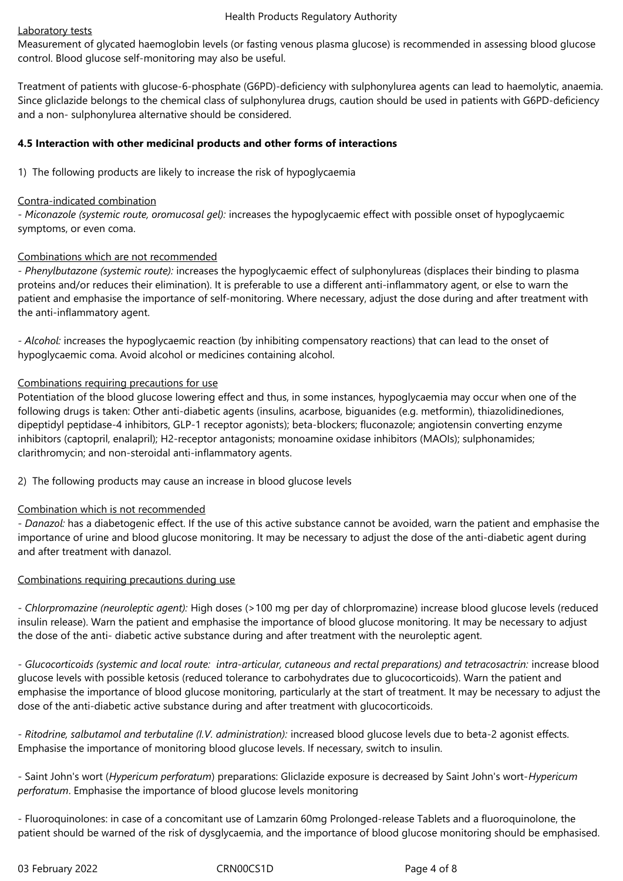Laboratory tests

Measurement of glycated haemoglobin levels (or fasting venous plasma glucose) is recommended in assessing blood glucose control. Blood glucose self-monitoring may also be useful.

Treatment of patients with glucose-6-phosphate (G6PD)-deficiency with sulphonylurea agents can lead to haemolytic, anaemia. Since gliclazide belongs to the chemical class of sulphonylurea drugs, caution should be used in patients with G6PD-deficiency and a non- sulphonylurea alternative should be considered.

**4.5 Interaction with other medicinal products and other forms of interactions**

1) The following products are likely to increase the risk of hypoglycaemia

Contra-indicated combination

- *Miconazole (systemic route, oromucosal gel):* increases the hypoglycaemic effect with possible onset of hypoglycaemic symptoms, or even coma.

Combinations which are not recommended

- *Phenylbutazone (systemic route):* increases the hypoglycaemic effect of sulphonylureas (displaces their binding to plasma proteins and/or reduces their elimination). It is preferable to use a different anti-inflammatory agent, or else to warn the patient and emphasise the importance of self-monitoring. Where necessary, adjust the dose during and after treatment with the anti-inflammatory agent.

- *Alcohol:* increases the hypoglycaemic reaction (by inhibiting compensatory reactions) that can lead to the onset of hypoglycaemic coma. Avoid alcohol or medicines containing alcohol.

Combinations requiring precautions for use

Potentiation of the blood glucose lowering effect and thus, in some instances, hypoglycaemia may occur when one of the following drugs is taken: Other anti-diabetic agents (insulins, acarbose, biguanides (e.g. metformin), thiazolidinediones, dipeptidyl peptidase-4 inhibitors, GLP-1 receptor agonists); beta-blockers; fluconazole; angiotensin converting enzyme inhibitors (captopril, enalapril); H2-receptor antagonists; monoamine oxidase inhibitors (MAOIs); sulphonamides; clarithromycin; and non-steroidal anti-inflammatory agents.

2) The following products may cause an increase in blood glucose levels

Combination which is not recommended

- *Danazol:* has a diabetogenic effect. If the use of this active substance cannot be avoided, warn the patient and emphasise the importance of urine and blood glucose monitoring. It may be necessary to adjust the dose of the anti-diabetic agent during and after treatment with danazol.

Combinations requiring precautions during use

- *Chlorpromazine (neuroleptic agent):* High doses (>100 mg per day of chlorpromazine) increase blood glucose levels (reduced insulin release). Warn the patient and emphasise the importance of blood glucose monitoring. It may be necessary to adjust the dose of the anti- diabetic active substance during and after treatment with the neuroleptic agent.

- *Glucocorticoids (systemic and local route: intra-articular, cutaneous and rectal preparations) and tetracosactrin:* increase blood glucose levels with possible ketosis (reduced tolerance to carbohydrates due to glucocorticoids). Warn the patient and emphasise the importance of blood glucose monitoring, particularly at the start of treatment. It may be necessary to adjust the dose of the anti-diabetic active substance during and after treatment with glucocorticoids.

- *Ritodrine, salbutamol and terbutaline (I.V. administration):* increased blood glucose levels due to beta-2 agonist effects. Emphasise the importance of monitoring blood glucose levels. If necessary, switch to insulin.

- Saint John's wort (*Hypericum perforatum*) preparations: Gliclazide exposure is decreased by Saint John's wort-*Hypericum perforatum*. Emphasise the importance of blood glucose levels monitoring

- Fluoroquinolones: in case of a concomitant use of Lamzarin 60mg Prolonged-release Tablets and a fluoroquinolone, the patient should be warned of the risk of dysglycaemia, and the importance of blood glucose monitoring should be emphasised.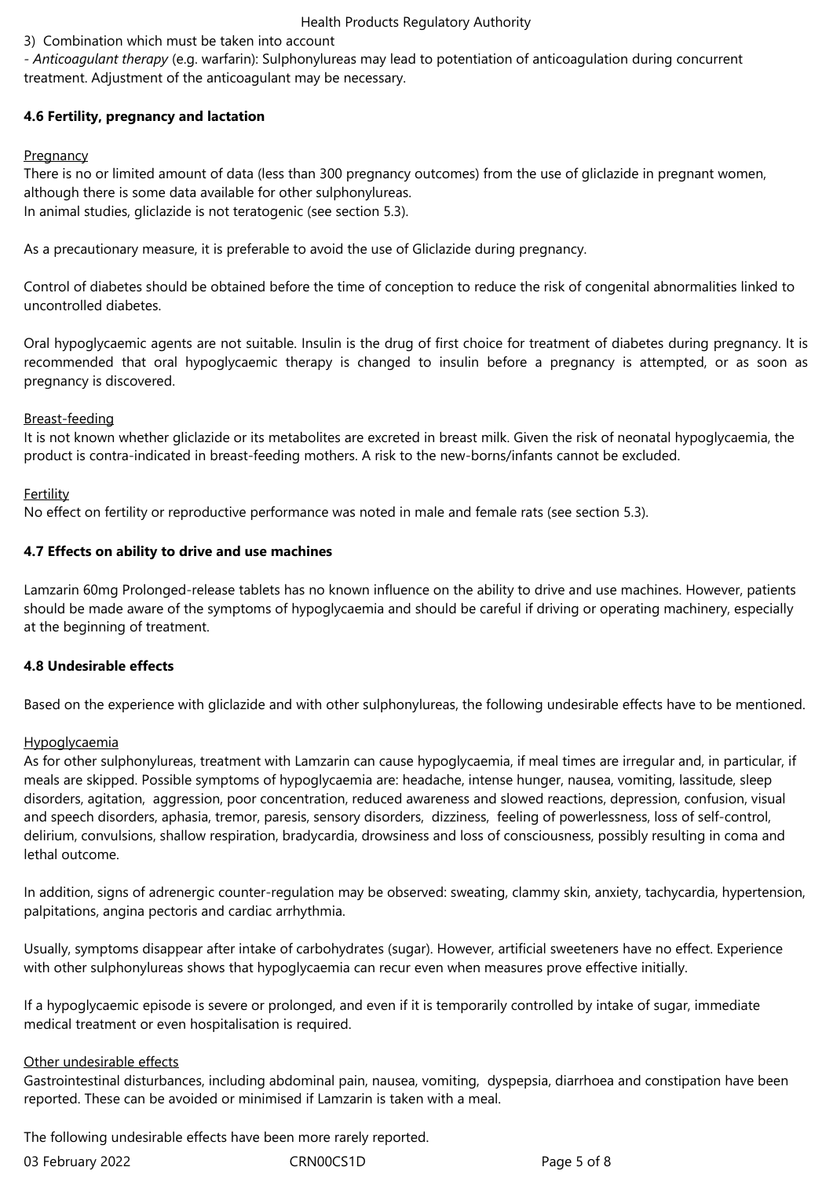3) Combination which must be taken into account

- *Anticoagulant therapy* (e.g. warfarin): Sulphonylureas may lead to potentiation of anticoagulation during concurrent treatment. Adjustment of the anticoagulant may be necessary.

### 4.6 Fertility, pregnancy and lactation

Pregnancy

There is no or limited amount of data (less than 300 pregnancy outcomes) from the use of gliclazide in pregnant women, although there is some data available for other sulphonylureas.
In animal studies, gliclazide is not teratogenic (see section 5.3).

As a precautionary measure, it is preferable to avoid the use of Gliclazide during pregnancy.

Control of diabetes should be obtained before the time of conception to reduce the risk of congenital abnormalities linked to uncontrolled diabetes.

Oral hypoglycaemic agents are not suitable. Insulin is the drug of first choice for treatment of diabetes during pregnancy. It is recommended that oral hypoglycaemic therapy is changed to insulin before a pregnancy is attempted, or as soon as pregnancy is discovered.

Breast-feeding

It is not known whether gliclazide or its metabolites are excreted in breast milk. Given the risk of neonatal hypoglycaemia, the product is contra-indicated in breast-feeding mothers. A risk to the new-borns/infants cannot be excluded.

Fertility

No effect on fertility or reproductive performance was noted in male and female rats (see section 5.3).

### 4.7 Effects on ability to drive and use machines

Lamzarin 60mg Prolonged-release tablets has no known influence on the ability to drive and use machines. However, patients should be made aware of the symptoms of hypoglycaemia and should be careful if driving or operating machinery, especially at the beginning of treatment.

### 4.8 Undesirable effects

Based on the experience with gliclazide and with other sulphonylureas, the following undesirable effects have to be mentioned.

Hypoglycaemia

As for other sulphonylureas, treatment with Lamzarin can cause hypoglycaemia, if meal times are irregular and, in particular, if meals are skipped. Possible symptoms of hypoglycaemia are: headache, intense hunger, nausea, vomiting, lassitude, sleep disorders, agitation, aggression, poor concentration, reduced awareness and slowed reactions, depression, confusion, visual and speech disorders, aphasia, tremor, paresis, sensory disorders, dizziness, feeling of powerlessness, loss of self-control, delirium, convulsions, shallow respiration, bradycardia, drowsiness and loss of consciousness, possibly resulting in coma and lethal outcome.

In addition, signs of adrenergic counter-regulation may be observed: sweating, clammy skin, anxiety, tachycardia, hypertension, palpitations, angina pectoris and cardiac arrhythmia.

Usually, symptoms disappear after intake of carbohydrates (sugar). However, artificial sweeteners have no effect. Experience with other sulphonylureas shows that hypoglycaemia can recur even when measures prove effective initially.

If a hypoglycaemic episode is severe or prolonged, and even if it is temporarily controlled by intake of sugar, immediate medical treatment or even hospitalisation is required.

Other undesirable effects

Gastrointestinal disturbances, including abdominal pain, nausea, vomiting, dyspepsia, diarrhoea and constipation have been reported. These can be avoided or minimised if Lamzarin is taken with a meal.

The following undesirable effects have been more rarely reported.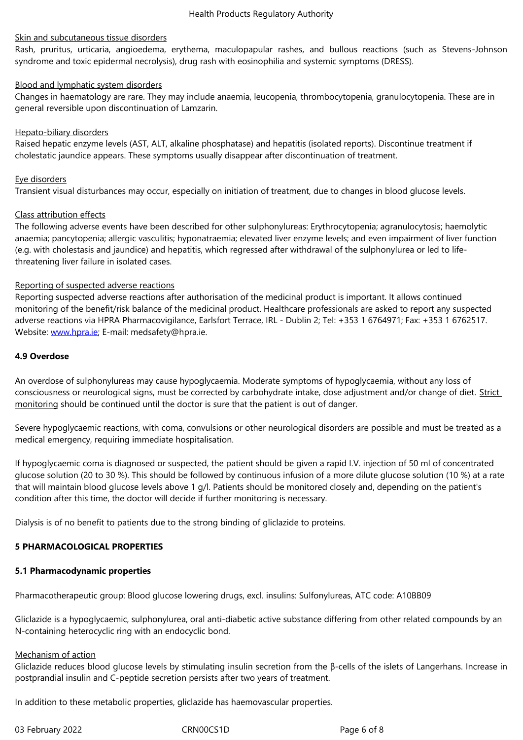Skin and subcutaneous tissue disorders

Rash, pruritus, urticaria, angioedema, erythema, maculopapular rashes, and bullous reactions (such as Stevens-Johnson syndrome and toxic epidermal necrolysis), drug rash with eosinophilia and systemic symptoms (DRESS).

Blood and lymphatic system disorders

Changes in haematology are rare. They may include anaemia, leucopenia, thrombocytopenia, granulocytopenia. These are in general reversible upon discontinuation of Lamzarin.

Hepato-biliary disorders

Raised hepatic enzyme levels (AST, ALT, alkaline phosphatase) and hepatitis (isolated reports). Discontinue treatment if cholestatic jaundice appears. These symptoms usually disappear after discontinuation of treatment.

Eye disorders

Transient visual disturbances may occur, especially on initiation of treatment, due to changes in blood glucose levels.

Class attribution effects

The following adverse events have been described for other sulphonylureas: Erythrocytopenia; agranulocytosis; haemolytic anaemia; pancytopenia; allergic vasculitis; hyponatraemia; elevated liver enzyme levels; and even impairment of liver function (e.g. with cholestasis and jaundice) and hepatitis, which regressed after withdrawal of the sulphonylurea or led to life-threatening liver failure in isolated cases.

Reporting of suspected adverse reactions

Reporting suspected adverse reactions after authorisation of the medicinal product is important. It allows continued monitoring of the benefit/risk balance of the medicinal product. Healthcare professionals are asked to report any suspected adverse reactions via HPRA Pharmacovigilance, Earlsfort Terrace, IRL - Dublin 2; Tel: +353 1 6764971; Fax: +353 1 6762517. Website: www.hpra.ie; E-mail: medsafety@hpra.ie.

**4.9 Overdose**

An overdose of sulphonylureas may cause hypoglycaemia. Moderate symptoms of hypoglycaemia, without any loss of consciousness or neurological signs, must be corrected by carbohydrate intake, dose adjustment and/or change of diet. Strict monitoring should be continued until the doctor is sure that the patient is out of danger.

Severe hypoglycaemic reactions, with coma, convulsions or other neurological disorders are possible and must be treated as a medical emergency, requiring immediate hospitalisation.

If hypoglycaemic coma is diagnosed or suspected, the patient should be given a rapid I.V. injection of 50 ml of concentrated glucose solution (20 to 30 %). This should be followed by continuous infusion of a more dilute glucose solution (10 %) at a rate that will maintain blood glucose levels above 1 g/l. Patients should be monitored closely and, depending on the patient's condition after this time, the doctor will decide if further monitoring is necessary.

Dialysis is of no benefit to patients due to the strong binding of gliclazide to proteins.

**5 PHARMACOLOGICAL PROPERTIES**

**5.1 Pharmacodynamic properties**

Pharmacotherapeutic group: Blood glucose lowering drugs, excl. insulins: Sulfonylureas, ATC code: A10BB09

Gliclazide is a hypoglycaemic, sulphonylurea, oral anti-diabetic active substance differing from other related compounds by an N-containing heterocyclic ring with an endocyclic bond.

Mechanism of action

Gliclazide reduces blood glucose levels by stimulating insulin secretion from the β-cells of the islets of Langerhans. Increase in postprandial insulin and C-peptide secretion persists after two years of treatment.

In addition to these metabolic properties, gliclazide has haemovascular properties.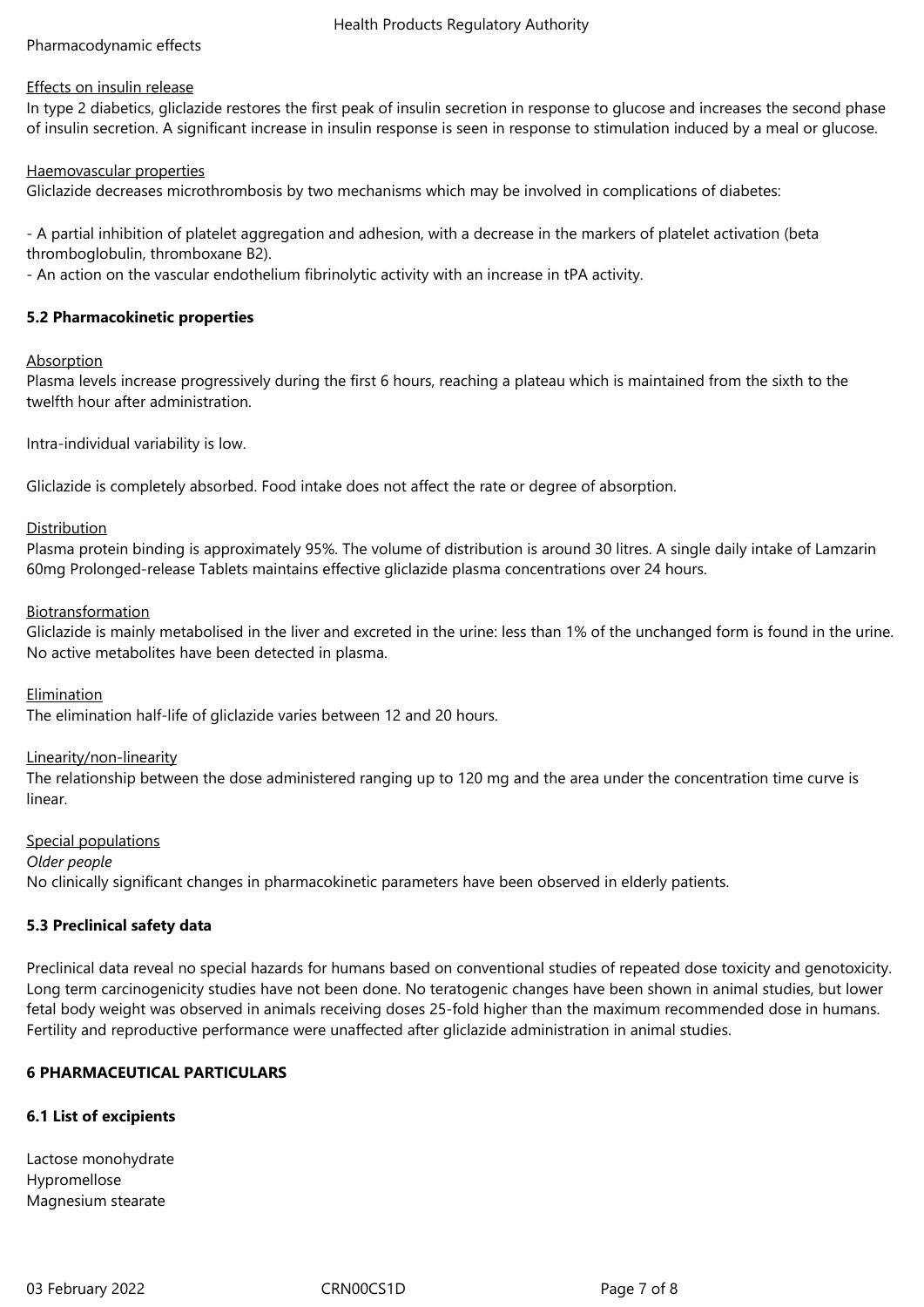Pharmacodynamic effects

Effects on insulin release

In type 2 diabetics, gliclazide restores the first peak of insulin secretion in response to glucose and increases the second phase of insulin secretion. A significant increase in insulin response is seen in response to stimulation induced by a meal or glucose.

Haemovascular properties

Gliclazide decreases microthrombosis by two mechanisms which may be involved in complications of diabetes:

- A partial inhibition of platelet aggregation and adhesion, with a decrease in the markers of platelet activation (beta thromboglobulin, thromboxane B2).
- An action on the vascular endothelium fibrinolytic activity with an increase in tPA activity.

**5.2 Pharmacokinetic properties**

Absorption

Plasma levels increase progressively during the first 6 hours, reaching a plateau which is maintained from the sixth to the twelfth hour after administration.

Intra-individual variability is low.

Gliclazide is completely absorbed. Food intake does not affect the rate or degree of absorption.

Distribution

Plasma protein binding is approximately 95%. The volume of distribution is around 30 litres. A single daily intake of Lamzarin 60mg Prolonged-release Tablets maintains effective gliclazide plasma concentrations over 24 hours.

Biotransformation

Gliclazide is mainly metabolised in the liver and excreted in the urine: less than 1% of the unchanged form is found in the urine. No active metabolites have been detected in plasma.

Elimination

The elimination half-life of gliclazide varies between 12 and 20 hours.

Linearity/non-linearity

The relationship between the dose administered ranging up to 120 mg and the area under the concentration time curve is linear.

Special populations

*Older people*

No clinically significant changes in pharmacokinetic parameters have been observed in elderly patients.

**5.3 Preclinical safety data**

Preclinical data reveal no special hazards for humans based on conventional studies of repeated dose toxicity and genotoxicity. Long term carcinogenicity studies have not been done. No teratogenic changes have been shown in animal studies, but lower fetal body weight was observed in animals receiving doses 25-fold higher than the maximum recommended dose in humans. Fertility and reproductive performance were unaffected after gliclazide administration in animal studies.

**6 PHARMACEUTICAL PARTICULARS**

**6.1 List of excipients**

Lactose monohydrate
Hypromellose
Magnesium stearate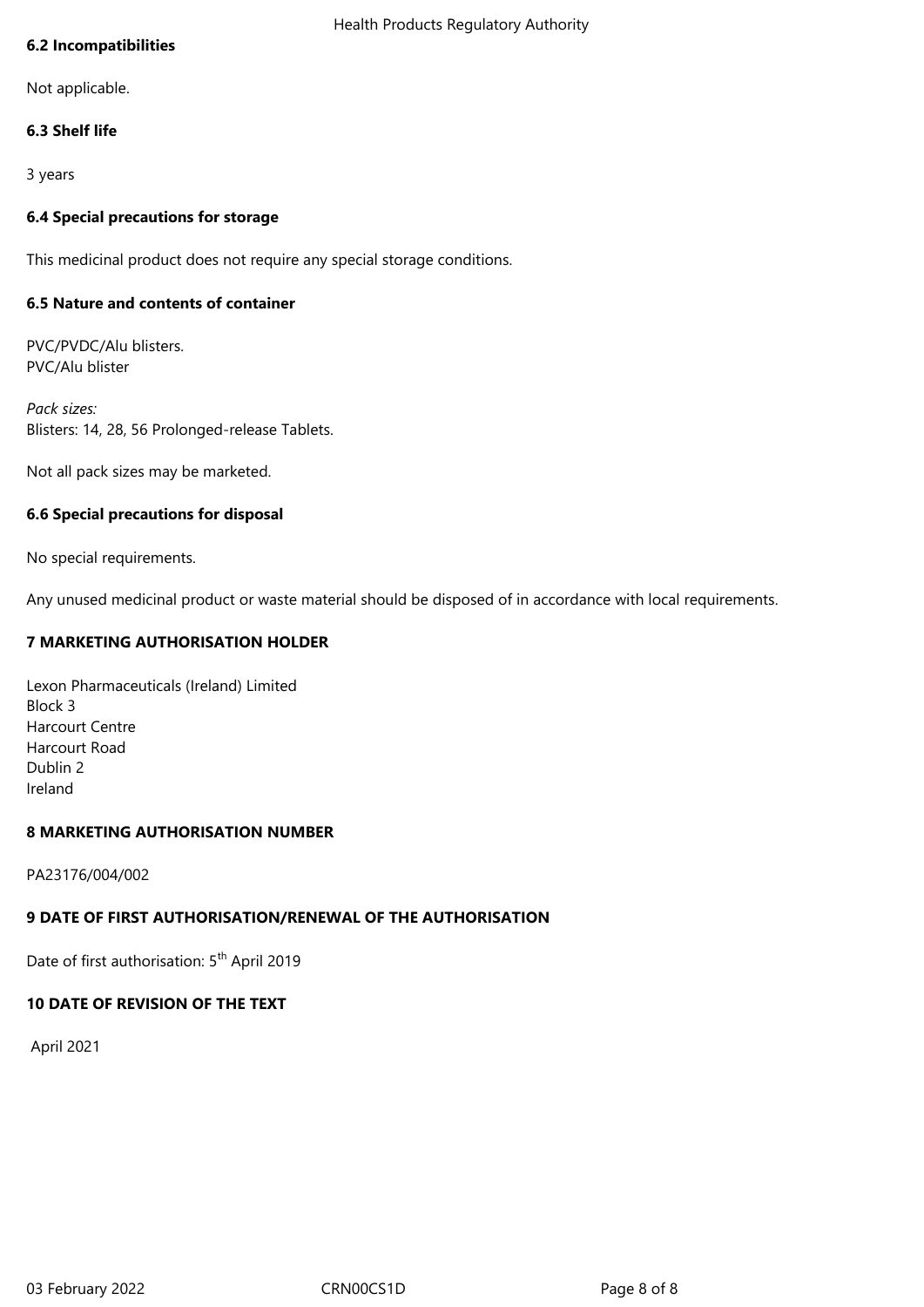### 6.2 Incompatibilities

Not applicable.

### 6.3 Shelf life

3 years

### 6.4 Special precautions for storage

This medicinal product does not require any special storage conditions.

### 6.5 Nature and contents of container

PVC/PVDC/Alu blisters.
PVC/Alu blister

*Pack sizes:*
Blisters: 14, 28, 56 Prolonged-release Tablets.

Not all pack sizes may be marketed.

### 6.6 Special precautions for disposal

No special requirements.

Any unused medicinal product or waste material should be disposed of in accordance with local requirements.

## 7 MARKETING AUTHORISATION HOLDER

Lexon Pharmaceuticals (Ireland) Limited
Block 3
Harcourt Centre
Harcourt Road
Dublin 2
Ireland

## 8 MARKETING AUTHORISATION NUMBER

PA23176/004/002

## 9 DATE OF FIRST AUTHORISATION/RENEWAL OF THE AUTHORISATION

Date of first authorisation: 5th April 2019

## 10 DATE OF REVISION OF THE TEXT

April 2021